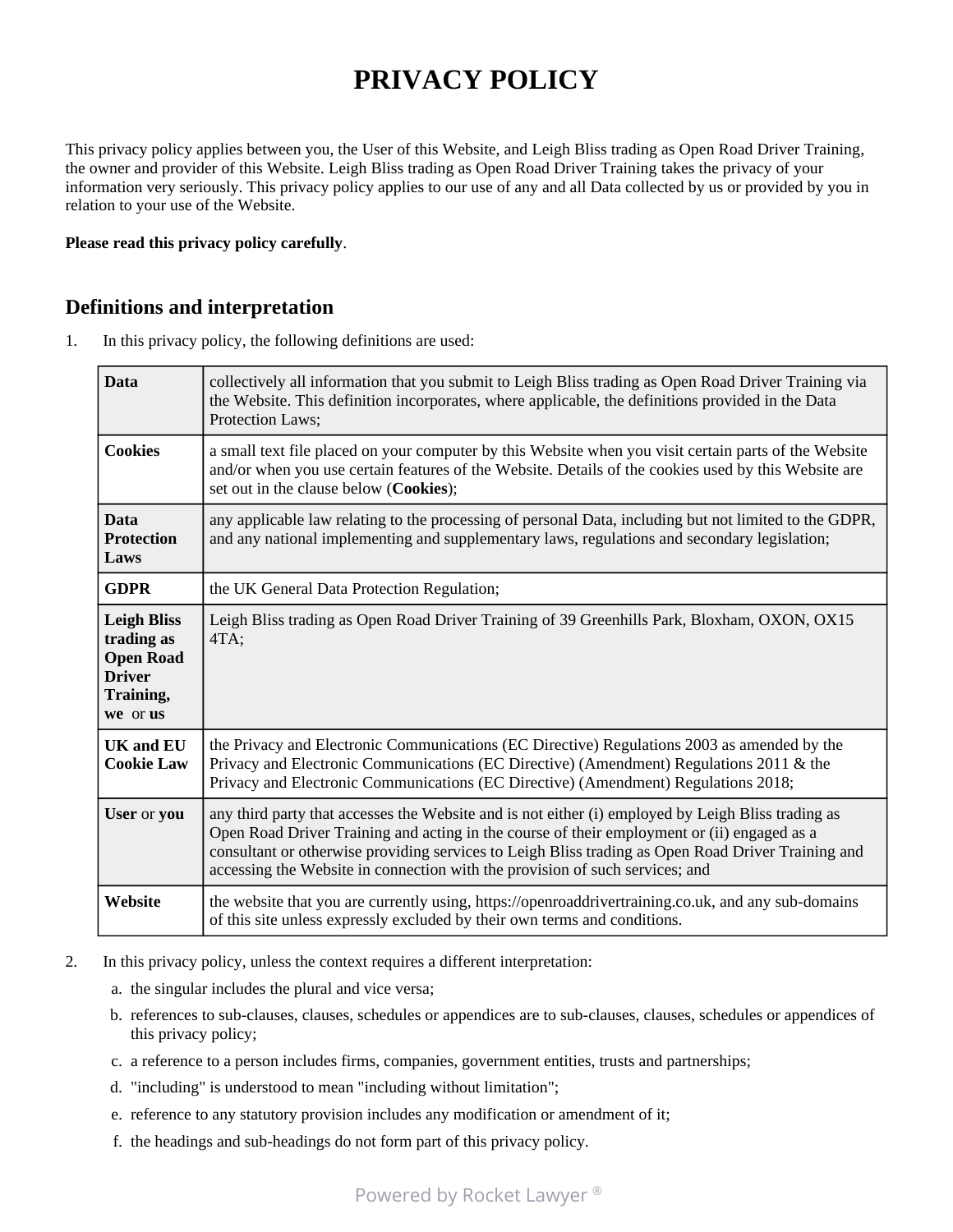# PRIVACY POLICY

This privacy policy applies between you, the User of this Website, and Leigh Bliss trading as Open Road Driver Training, the owner and provider of this Website. Leigh Bliss trading as Open Road Driver Training takes the privacy of your information very seriously. This privacy policy applies to our use of any and all Data collected by us or provided by you in relation to your use of the Website.

**Please read this privacy policy carefully**.

## Definitions and interpretation

1. In this privacy policy, the following definitions are used:

| | |
|---|---|
| **Data** | collectively all information that you submit to Leigh Bliss trading as Open Road Driver Training via the Website. This definition incorporates, where applicable, the definitions provided in the Data Protection Laws; |
| **Cookies** | a small text file placed on your computer by this Website when you visit certain parts of the Website and/or when you use certain features of the Website. Details of the cookies used by this Website are set out in the clause below (**Cookies**); |
| **Data Protection Laws** | any applicable law relating to the processing of personal Data, including but not limited to the GDPR, and any national implementing and supplementary laws, regulations and secondary legislation; |
| **GDPR** | the UK General Data Protection Regulation; |
| **Leigh Bliss trading as Open Road Driver Training, we** or **us** | Leigh Bliss trading as Open Road Driver Training of 39 Greenhills Park, Bloxham, OXON, OX15 4TA; |
| **UK and EU Cookie Law** | the Privacy and Electronic Communications (EC Directive) Regulations 2003 as amended by the Privacy and Electronic Communications (EC Directive) (Amendment) Regulations 2011 & the Privacy and Electronic Communications (EC Directive) (Amendment) Regulations 2018; |
| **User** or **you** | any third party that accesses the Website and is not either (i) employed by Leigh Bliss trading as Open Road Driver Training and acting in the course of their employment or (ii) engaged as a consultant or otherwise providing services to Leigh Bliss trading as Open Road Driver Training and accessing the Website in connection with the provision of such services; and |
| **Website** | the website that you are currently using, https://openroaddrivertraining.co.uk, and any sub-domains of this site unless expressly excluded by their own terms and conditions. |

2. In this privacy policy, unless the context requires a different interpretation:
   a. the singular includes the plural and vice versa;
   b. references to sub-clauses, clauses, schedules or appendices are to sub-clauses, clauses, schedules or appendices of this privacy policy;
   c. a reference to a person includes firms, companies, government entities, trusts and partnerships;
   d. "including" is understood to mean "including without limitation";
   e. reference to any statutory provision includes any modification or amendment of it;
   f. the headings and sub-headings do not form part of this privacy policy.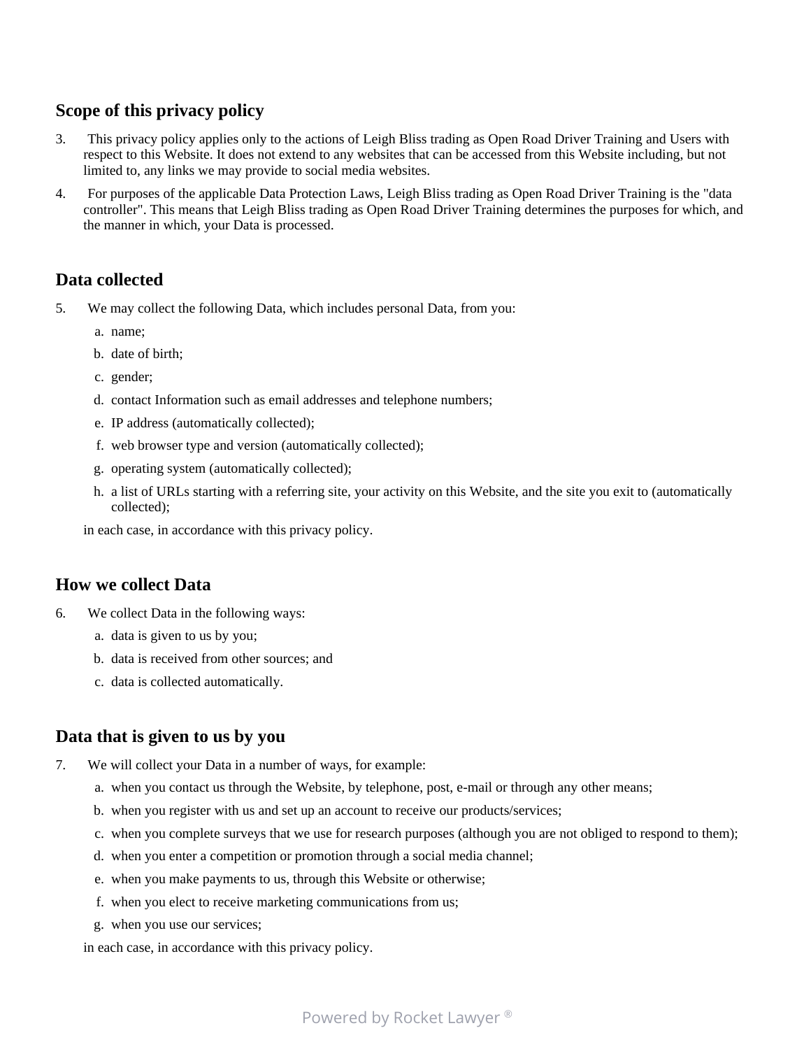## Scope of this privacy policy

3. This privacy policy applies only to the actions of Leigh Bliss trading as Open Road Driver Training and Users with respect to this Website. It does not extend to any websites that can be accessed from this Website including, but not limited to, any links we may provide to social media websites.
4. For purposes of the applicable Data Protection Laws, Leigh Bliss trading as Open Road Driver Training is the "data controller". This means that Leigh Bliss trading as Open Road Driver Training determines the purposes for which, and the manner in which, your Data is processed.

## Data collected

5. We may collect the following Data, which includes personal Data, from you:
   a. name;
   b. date of birth;
   c. gender;
   d. contact Information such as email addresses and telephone numbers;
   e. IP address (automatically collected);
   f. web browser type and version (automatically collected);
   g. operating system (automatically collected);
   h. a list of URLs starting with a referring site, your activity on this Website, and the site you exit to (automatically collected);

   in each case, in accordance with this privacy policy.

## How we collect Data

6. We collect Data in the following ways:
   a. data is given to us by you;
   b. data is received from other sources; and
   c. data is collected automatically.

## Data that is given to us by you

7. We will collect your Data in a number of ways, for example:
   a. when you contact us through the Website, by telephone, post, e-mail or through any other means;
   b. when you register with us and set up an account to receive our products/services;
   c. when you complete surveys that we use for research purposes (although you are not obliged to respond to them);
   d. when you enter a competition or promotion through a social media channel;
   e. when you make payments to us, through this Website or otherwise;
   f. when you elect to receive marketing communications from us;
   g. when you use our services;

   in each case, in accordance with this privacy policy.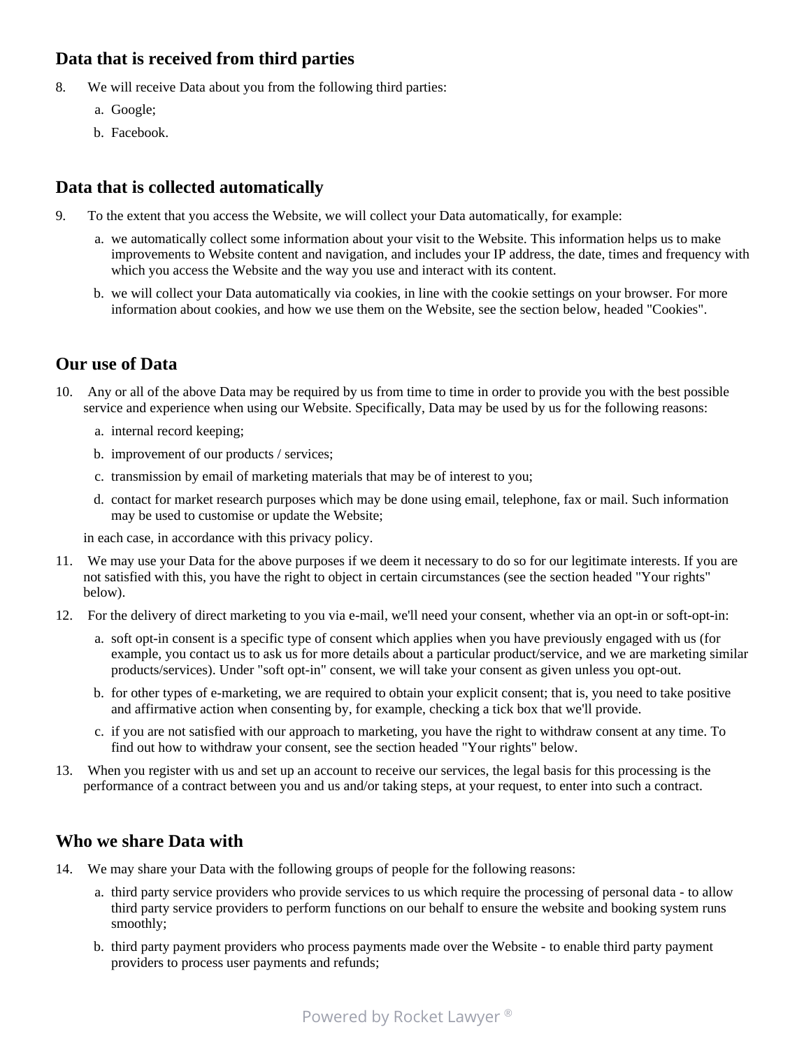## Data that is received from third parties

8. We will receive Data about you from the following third parties:
    a. Google;
    b. Facebook.

## Data that is collected automatically

9. To the extent that you access the Website, we will collect your Data automatically, for example:
    a. we automatically collect some information about your visit to the Website. This information helps us to make improvements to Website content and navigation, and includes your IP address, the date, times and frequency with which you access the Website and the way you use and interact with its content.
    b. we will collect your Data automatically via cookies, in line with the cookie settings on your browser. For more information about cookies, and how we use them on the Website, see the section below, headed "Cookies".

## Our use of Data

10. Any or all of the above Data may be required by us from time to time in order to provide you with the best possible service and experience when using our Website. Specifically, Data may be used by us for the following reasons:
    a. internal record keeping;
    b. improvement of our products / services;
    c. transmission by email of marketing materials that may be of interest to you;
    d. contact for market research purposes which may be done using email, telephone, fax or mail. Such information may be used to customise or update the Website;

    in each case, in accordance with this privacy policy.
11. We may use your Data for the above purposes if we deem it necessary to do so for our legitimate interests. If you are not satisfied with this, you have the right to object in certain circumstances (see the section headed "Your rights" below).
12. For the delivery of direct marketing to you via e-mail, we'll need your consent, whether via an opt-in or soft-opt-in:
    a. soft opt-in consent is a specific type of consent which applies when you have previously engaged with us (for example, you contact us to ask us for more details about a particular product/service, and we are marketing similar products/services). Under "soft opt-in" consent, we will take your consent as given unless you opt-out.
    b. for other types of e-marketing, we are required to obtain your explicit consent; that is, you need to take positive and affirmative action when consenting by, for example, checking a tick box that we'll provide.
    c. if you are not satisfied with our approach to marketing, you have the right to withdraw consent at any time. To find out how to withdraw your consent, see the section headed "Your rights" below.
13. When you register with us and set up an account to receive our services, the legal basis for this processing is the performance of a contract between you and us and/or taking steps, at your request, to enter into such a contract.

## Who we share Data with

14. We may share your Data with the following groups of people for the following reasons:
    a. third party service providers who provide services to us which require the processing of personal data - to allow third party service providers to perform functions on our behalf to ensure the website and booking system runs smoothly;
    b. third party payment providers who process payments made over the Website - to enable third party payment providers to process user payments and refunds;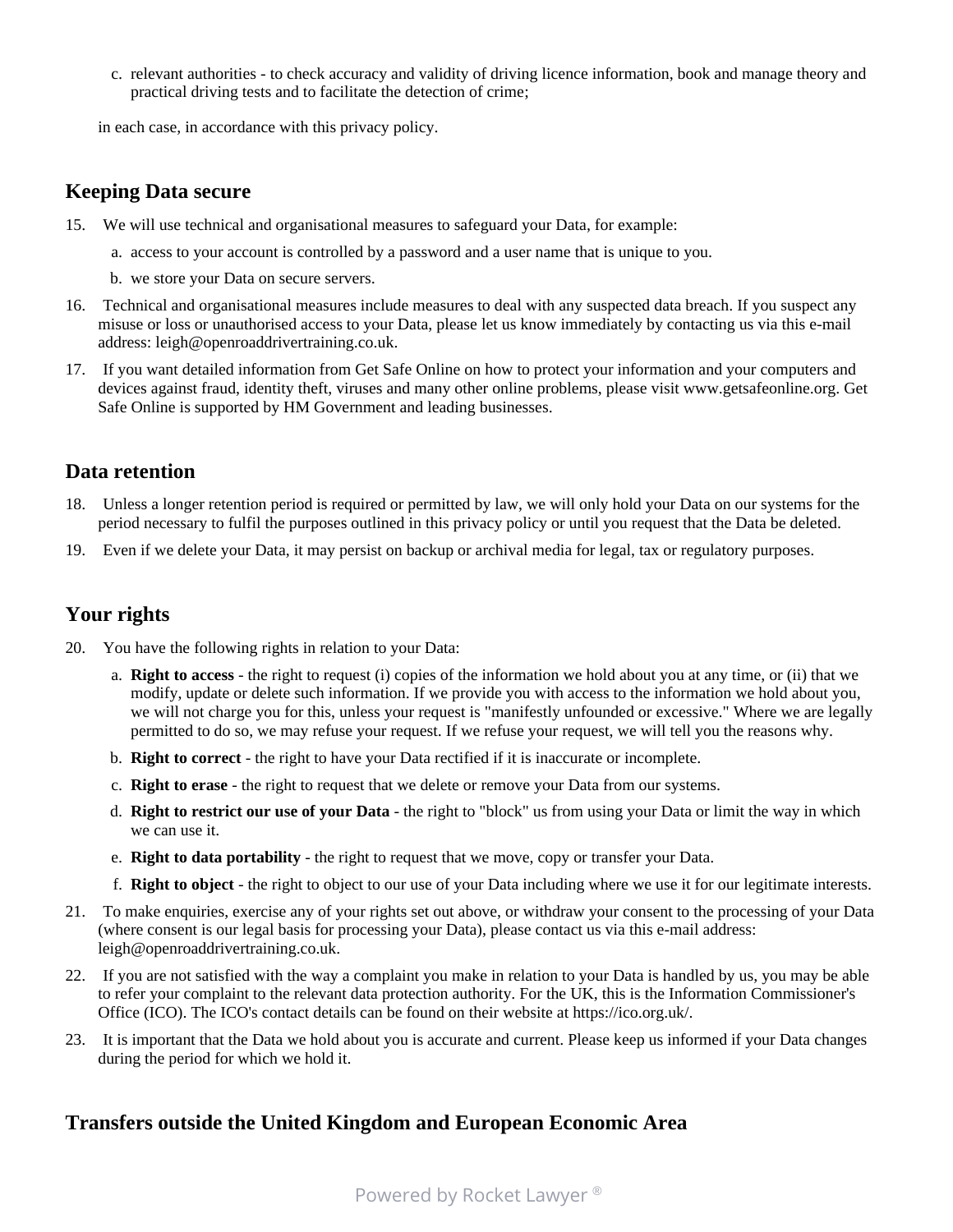c. relevant authorities - to check accuracy and validity of driving licence information, book and manage theory and practical driving tests and to facilitate the detection of crime;

in each case, in accordance with this privacy policy.

## Keeping Data secure

15. We will use technical and organisational measures to safeguard your Data, for example:
    a. access to your account is controlled by a password and a user name that is unique to you.
    b. we store your Data on secure servers.
16. Technical and organisational measures include measures to deal with any suspected data breach. If you suspect any misuse or loss or unauthorised access to your Data, please let us know immediately by contacting us via this e-mail address: leigh@openroaddrivertraining.co.uk.
17. If you want detailed information from Get Safe Online on how to protect your information and your computers and devices against fraud, identity theft, viruses and many other online problems, please visit www.getsafeonline.org. Get Safe Online is supported by HM Government and leading businesses.

## Data retention

18. Unless a longer retention period is required or permitted by law, we will only hold your Data on our systems for the period necessary to fulfil the purposes outlined in this privacy policy or until you request that the Data be deleted.
19. Even if we delete your Data, it may persist on backup or archival media for legal, tax or regulatory purposes.

## Your rights

20. You have the following rights in relation to your Data:
    a. **Right to access** - the right to request (i) copies of the information we hold about you at any time, or (ii) that we modify, update or delete such information. If we provide you with access to the information we hold about you, we will not charge you for this, unless your request is "manifestly unfounded or excessive." Where we are legally permitted to do so, we may refuse your request. If we refuse your request, we will tell you the reasons why.
    b. **Right to correct** - the right to have your Data rectified if it is inaccurate or incomplete.
    c. **Right to erase** - the right to request that we delete or remove your Data from our systems.
    d. **Right to restrict our use of your Data** - the right to "block" us from using your Data or limit the way in which we can use it.
    e. **Right to data portability** - the right to request that we move, copy or transfer your Data.
    f. **Right to object** - the right to object to our use of your Data including where we use it for our legitimate interests.
21. To make enquiries, exercise any of your rights set out above, or withdraw your consent to the processing of your Data (where consent is our legal basis for processing your Data), please contact us via this e-mail address: leigh@openroaddrivertraining.co.uk.
22. If you are not satisfied with the way a complaint you make in relation to your Data is handled by us, you may be able to refer your complaint to the relevant data protection authority. For the UK, this is the Information Commissioner's Office (ICO). The ICO's contact details can be found on their website at https://ico.org.uk/.
23. It is important that the Data we hold about you is accurate and current. Please keep us informed if your Data changes during the period for which we hold it.

## Transfers outside the United Kingdom and European Economic Area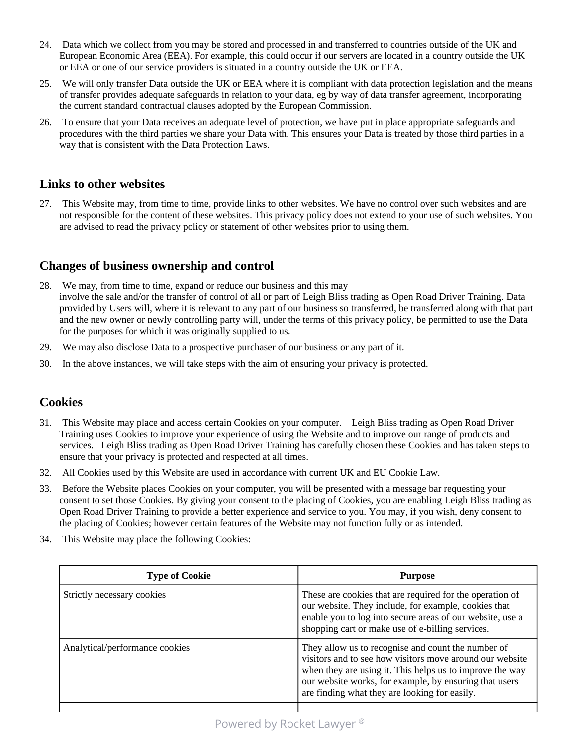24. Data which we collect from you may be stored and processed in and transferred to countries outside of the UK and European Economic Area (EEA). For example, this could occur if our servers are located in a country outside the UK or EEA or one of our service providers is situated in a country outside the UK or EEA.

25. We will only transfer Data outside the UK or EEA where it is compliant with data protection legislation and the means of transfer provides adequate safeguards in relation to your data, eg by way of data transfer agreement, incorporating the current standard contractual clauses adopted by the European Commission.

26. To ensure that your Data receives an adequate level of protection, we have put in place appropriate safeguards and procedures with the third parties we share your Data with. This ensures your Data is treated by those third parties in a way that is consistent with the Data Protection Laws.

## Links to other websites

27. This Website may, from time to time, provide links to other websites. We have no control over such websites and are not responsible for the content of these websites. This privacy policy does not extend to your use of such websites. You are advised to read the privacy policy or statement of other websites prior to using them.

## Changes of business ownership and control

28. We may, from time to time, expand or reduce our business and this may involve the sale and/or the transfer of control of all or part of Leigh Bliss trading as Open Road Driver Training. Data provided by Users will, where it is relevant to any part of our business so transferred, be transferred along with that part and the new owner or newly controlling party will, under the terms of this privacy policy, be permitted to use the Data for the purposes for which it was originally supplied to us.

29. We may also disclose Data to a prospective purchaser of our business or any part of it.

30. In the above instances, we will take steps with the aim of ensuring your privacy is protected.

## Cookies

31. This Website may place and access certain Cookies on your computer. Leigh Bliss trading as Open Road Driver Training uses Cookies to improve your experience of using the Website and to improve our range of products and services. Leigh Bliss trading as Open Road Driver Training has carefully chosen these Cookies and has taken steps to ensure that your privacy is protected and respected at all times.

32. All Cookies used by this Website are used in accordance with current UK and EU Cookie Law.

33. Before the Website places Cookies on your computer, you will be presented with a message bar requesting your consent to set those Cookies. By giving your consent to the placing of Cookies, you are enabling Leigh Bliss trading as Open Road Driver Training to provide a better experience and service to you. You may, if you wish, deny consent to the placing of Cookies; however certain features of the Website may not function fully or as intended.

34. This Website may place the following Cookies:

| Type of Cookie | Purpose |
|---|---|
| Strictly necessary cookies | These are cookies that are required for the operation of our website. They include, for example, cookies that enable you to log into secure areas of our website, use a shopping cart or make use of e-billing services. |
| Analytical/performance cookies | They allow us to recognise and count the number of visitors and to see how visitors move around our website when they are using it. This helps us to improve the way our website works, for example, by ensuring that users are finding what they are looking for easily. |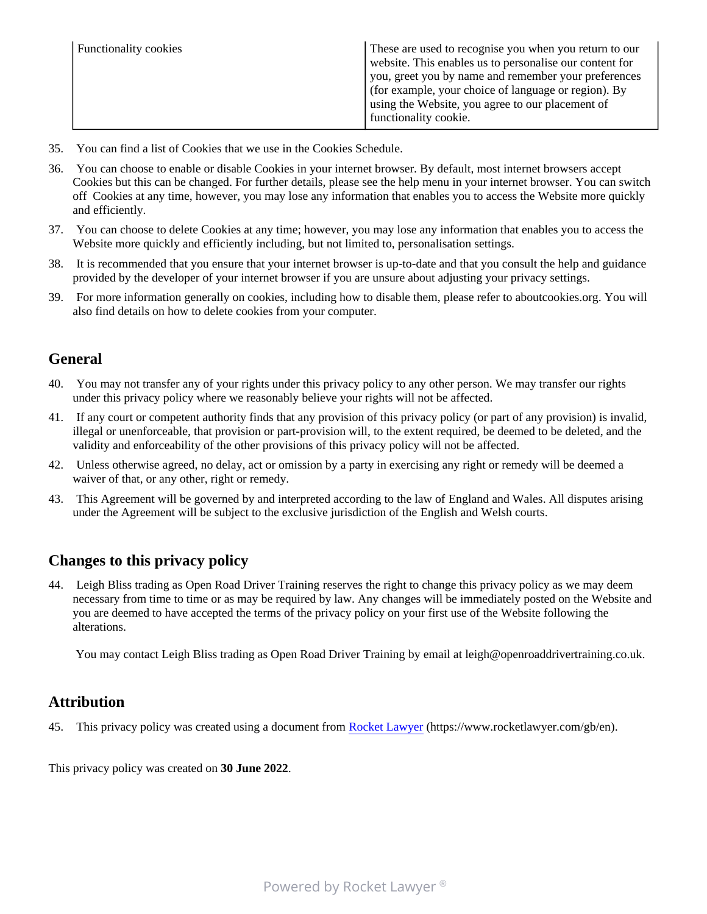| Functionality cookies | These are used to recognise you when you return to our website. This enables us to personalise our content for you, greet you by name and remember your preferences (for example, your choice of language or region). By using the Website, you agree to our placement of functionality cookie. |
|---|---|

35. You can find a list of Cookies that we use in the Cookies Schedule.
36. You can choose to enable or disable Cookies in your internet browser. By default, most internet browsers accept Cookies but this can be changed. For further details, please see the help menu in your internet browser. You can switch off Cookies at any time, however, you may lose any information that enables you to access the Website more quickly and efficiently.
37. You can choose to delete Cookies at any time; however, you may lose any information that enables you to access the Website more quickly and efficiently including, but not limited to, personalisation settings.
38. It is recommended that you ensure that your internet browser is up-to-date and that you consult the help and guidance provided by the developer of your internet browser if you are unsure about adjusting your privacy settings.
39. For more information generally on cookies, including how to disable them, please refer to aboutcookies.org. You will also find details on how to delete cookies from your computer.

## General

40. You may not transfer any of your rights under this privacy policy to any other person. We may transfer our rights under this privacy policy where we reasonably believe your rights will not be affected.
41. If any court or competent authority finds that any provision of this privacy policy (or part of any provision) is invalid, illegal or unenforceable, that provision or part-provision will, to the extent required, be deemed to be deleted, and the validity and enforceability of the other provisions of this privacy policy will not be affected.
42. Unless otherwise agreed, no delay, act or omission by a party in exercising any right or remedy will be deemed a waiver of that, or any other, right or remedy.
43. This Agreement will be governed by and interpreted according to the law of England and Wales. All disputes arising under the Agreement will be subject to the exclusive jurisdiction of the English and Welsh courts.

## Changes to this privacy policy

44. Leigh Bliss trading as Open Road Driver Training reserves the right to change this privacy policy as we may deem necessary from time to time or as may be required by law. Any changes will be immediately posted on the Website and you are deemed to have accepted the terms of the privacy policy on your first use of the Website following the alterations.

You may contact Leigh Bliss trading as Open Road Driver Training by email at leigh@openroaddrivertraining.co.uk.

## Attribution

45. This privacy policy was created using a document from [Rocket Lawyer](https://www.rocketlawyer.com/gb/en) (https://www.rocketlawyer.com/gb/en).

This privacy policy was created on **30 June 2022**.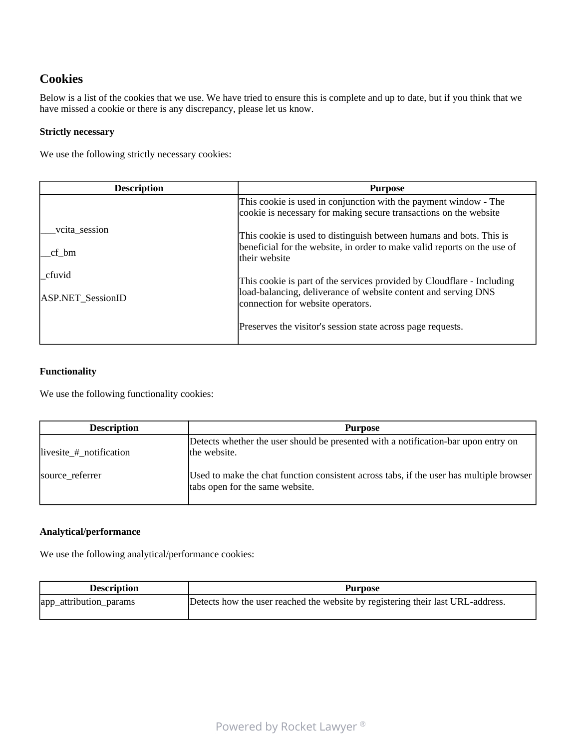## Cookies

Below is a list of the cookies that we use. We have tried to ensure this is complete and up to date, but if you think that we have missed a cookie or there is any discrepancy, please let us know.

**Strictly necessary**

We use the following strictly necessary cookies:

| Description | Purpose |
| --- | --- |
| ___vcita_session | This cookie is used in conjunction with the payment window - The cookie is necessary for making secure transactions on the website |
| __cf_bm | This cookie is used to distinguish between humans and bots. This is beneficial for the website, in order to make valid reports on the use of their website |
| _cfuvid | This cookie is part of the services provided by Cloudflare - Including load-balancing, deliverance of website content and serving DNS connection for website operators. |
| ASP.NET_SessionID | Preserves the visitor's session state across page requests. |

**Functionality**

We use the following functionality cookies:

| Description | Purpose |
| --- | --- |
| livesite_#_notification | Detects whether the user should be presented with a notification-bar upon entry on the website. |
| source_referrer | Used to make the chat function consistent across tabs, if the user has multiple browser tabs open for the same website. |

**Analytical/performance**

We use the following analytical/performance cookies:

| Description | Purpose |
| --- | --- |
| app_attribution_params | Detects how the user reached the website by registering their last URL-address. |